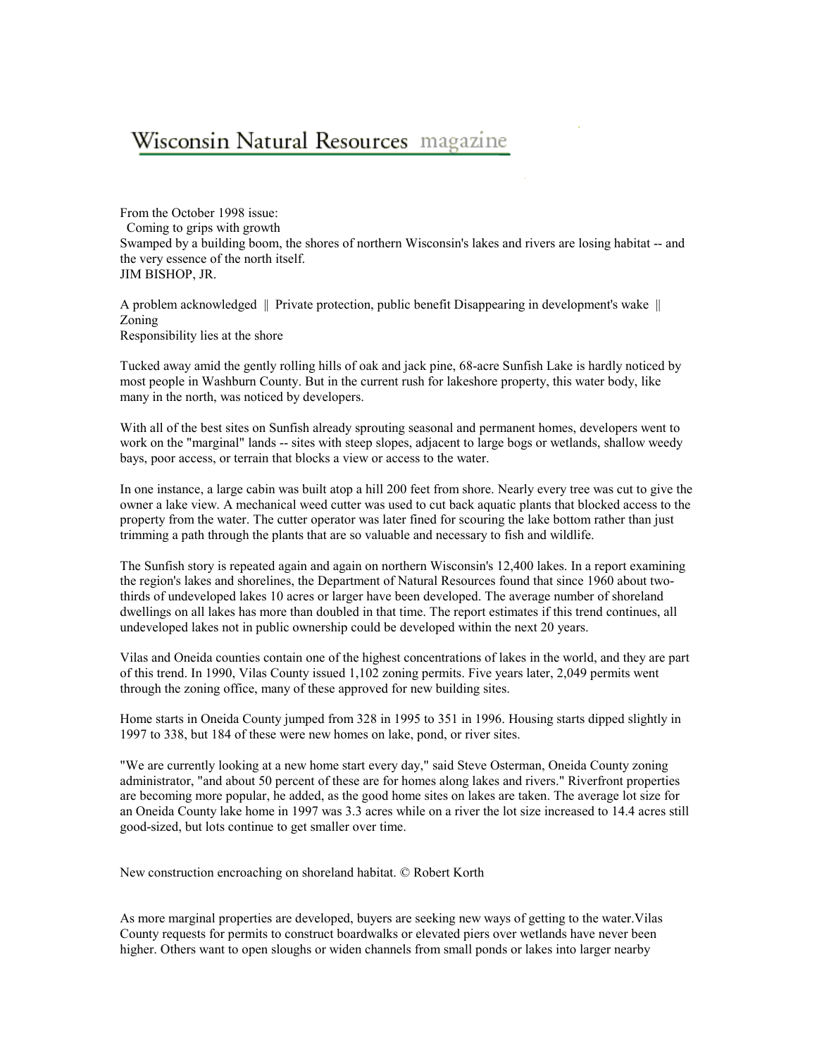# Wisconsin Natural Resources magazine

From the October 1998 issue:

## Coming to grips with growth

Swamped by a building boom, the shores of northern Wisconsin's lakes and rivers are losing habitat -- and the very essence of the north itself.

JIM BISHOP, JR.

A problem acknowledged || Private protection, public benefit Disappearing in development's wake || Zoning
Responsibility lies at the shore

Tucked away amid the gently rolling hills of oak and jack pine, 68-acre Sunfish Lake is hardly noticed by most people in Washburn County. But in the current rush for lakeshore property, this water body, like many in the north, was noticed by developers.

With all of the best sites on Sunfish already sprouting seasonal and permanent homes, developers went to work on the "marginal" lands -- sites with steep slopes, adjacent to large bogs or wetlands, shallow weedy bays, poor access, or terrain that blocks a view or access to the water.

In one instance, a large cabin was built atop a hill 200 feet from shore. Nearly every tree was cut to give the owner a lake view. A mechanical weed cutter was used to cut back aquatic plants that blocked access to the property from the water. The cutter operator was later fined for scouring the lake bottom rather than just trimming a path through the plants that are so valuable and necessary to fish and wildlife.

The Sunfish story is repeated again and again on northern Wisconsin's 12,400 lakes. In a report examining the region's lakes and shorelines, the Department of Natural Resources found that since 1960 about two-thirds of undeveloped lakes 10 acres or larger have been developed. The average number of shoreland dwellings on all lakes has more than doubled in that time. The report estimates if this trend continues, all undeveloped lakes not in public ownership could be developed within the next 20 years.

Vilas and Oneida counties contain one of the highest concentrations of lakes in the world, and they are part of this trend. In 1990, Vilas County issued 1,102 zoning permits. Five years later, 2,049 permits went through the zoning office, many of these approved for new building sites.

Home starts in Oneida County jumped from 328 in 1995 to 351 in 1996. Housing starts dipped slightly in 1997 to 338, but 184 of these were new homes on lake, pond, or river sites.

"We are currently looking at a new home start every day," said Steve Osterman, Oneida County zoning administrator, "and about 50 percent of these are for homes along lakes and rivers." Riverfront properties are becoming more popular, he added, as the good home sites on lakes are taken. The average lot size for an Oneida County lake home in 1997 was 3.3 acres while on a river the lot size increased to 14.4 acres still good-sized, but lots continue to get smaller over time.

New construction encroaching on shoreland habitat. © Robert Korth

As more marginal properties are developed, buyers are seeking new ways of getting to the water.Vilas County requests for permits to construct boardwalks or elevated piers over wetlands have never been higher. Others want to open sloughs or widen channels from small ponds or lakes into larger nearby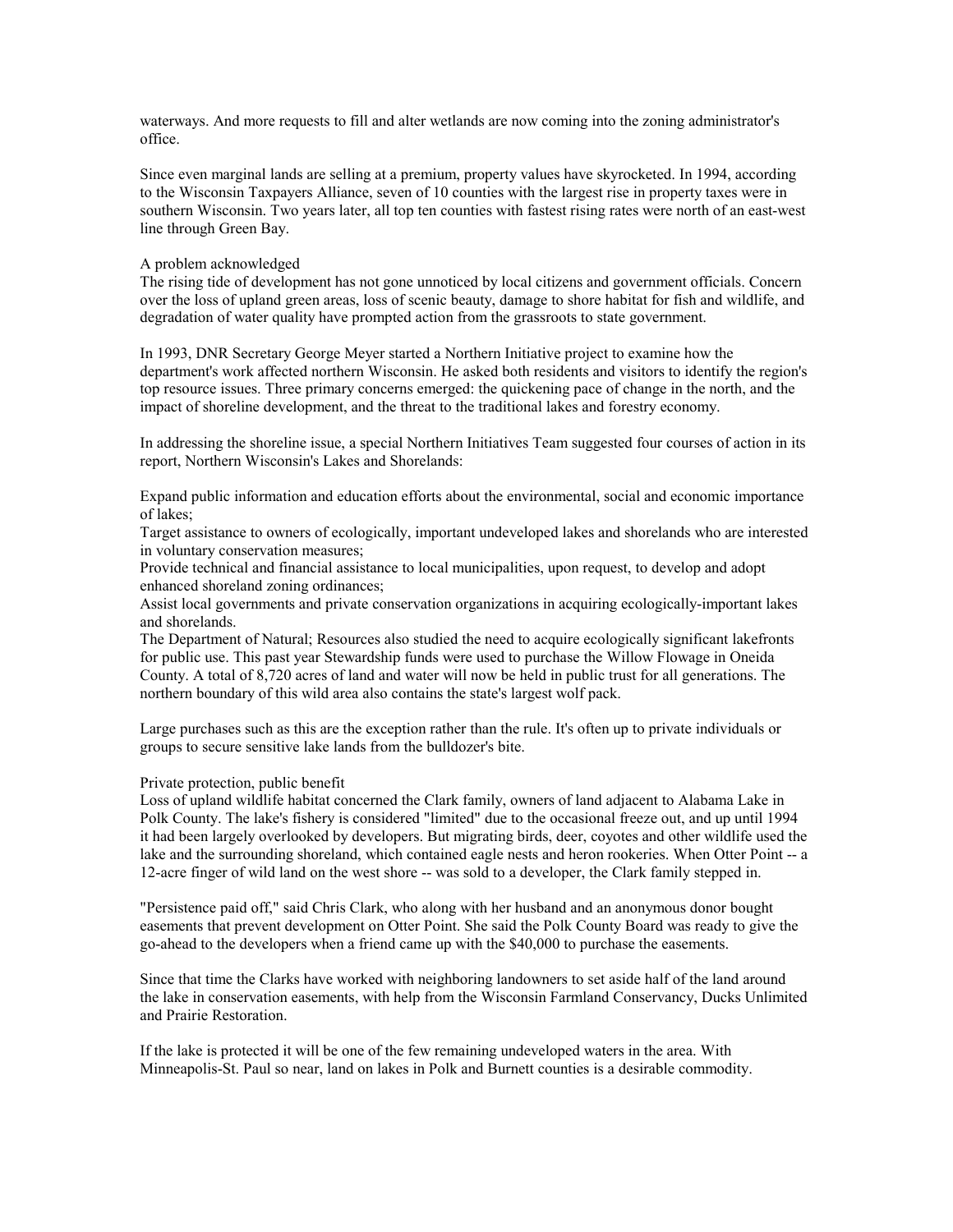waterways. And more requests to fill and alter wetlands are now coming into the zoning administrator's office.

Since even marginal lands are selling at a premium, property values have skyrocketed. In 1994, according to the Wisconsin Taxpayers Alliance, seven of 10 counties with the largest rise in property taxes were in southern Wisconsin. Two years later, all top ten counties with fastest rising rates were north of an east-west line through Green Bay.

## A problem acknowledged

The rising tide of development has not gone unnoticed by local citizens and government officials. Concern over the loss of upland green areas, loss of scenic beauty, damage to shore habitat for fish and wildlife, and degradation of water quality have prompted action from the grassroots to state government.

In 1993, DNR Secretary George Meyer started a Northern Initiative project to examine how the department's work affected northern Wisconsin. He asked both residents and visitors to identify the region's top resource issues. Three primary concerns emerged: the quickening pace of change in the north, and the impact of shoreline development, and the threat to the traditional lakes and forestry economy.

In addressing the shoreline issue, a special Northern Initiatives Team suggested four courses of action in its report, Northern Wisconsin's Lakes and Shorelands:

- Expand public information and education efforts about the environmental, social and economic importance of lakes;
- Target assistance to owners of ecologically, important undeveloped lakes and shorelands who are interested in voluntary conservation measures;
- Provide technical and financial assistance to local municipalities, upon request, to develop and adopt enhanced shoreland zoning ordinances;
- Assist local governments and private conservation organizations in acquiring ecologically-important lakes and shorelands.

The Department of Natural; Resources also studied the need to acquire ecologically significant lakefronts for public use. This past year Stewardship funds were used to purchase the Willow Flowage in Oneida County. A total of 8,720 acres of land and water will now be held in public trust for all generations. The northern boundary of this wild area also contains the state's largest wolf pack.

Large purchases such as this are the exception rather than the rule. It's often up to private individuals or groups to secure sensitive lake lands from the bulldozer's bite.

## Private protection, public benefit

Loss of upland wildlife habitat concerned the Clark family, owners of land adjacent to Alabama Lake in Polk County. The lake's fishery is considered "limited" due to the occasional freeze out, and up until 1994 it had been largely overlooked by developers. But migrating birds, deer, coyotes and other wildlife used the lake and the surrounding shoreland, which contained eagle nests and heron rookeries. When Otter Point -- a 12-acre finger of wild land on the west shore -- was sold to a developer, the Clark family stepped in.

"Persistence paid off," said Chris Clark, who along with her husband and an anonymous donor bought easements that prevent development on Otter Point. She said the Polk County Board was ready to give the go-ahead to the developers when a friend came up with the $40,000 to purchase the easements.

Since that time the Clarks have worked with neighboring landowners to set aside half of the land around the lake in conservation easements, with help from the Wisconsin Farmland Conservancy, Ducks Unlimited and Prairie Restoration.

If the lake is protected it will be one of the few remaining undeveloped waters in the area. With Minneapolis-St. Paul so near, land on lakes in Polk and Burnett counties is a desirable commodity.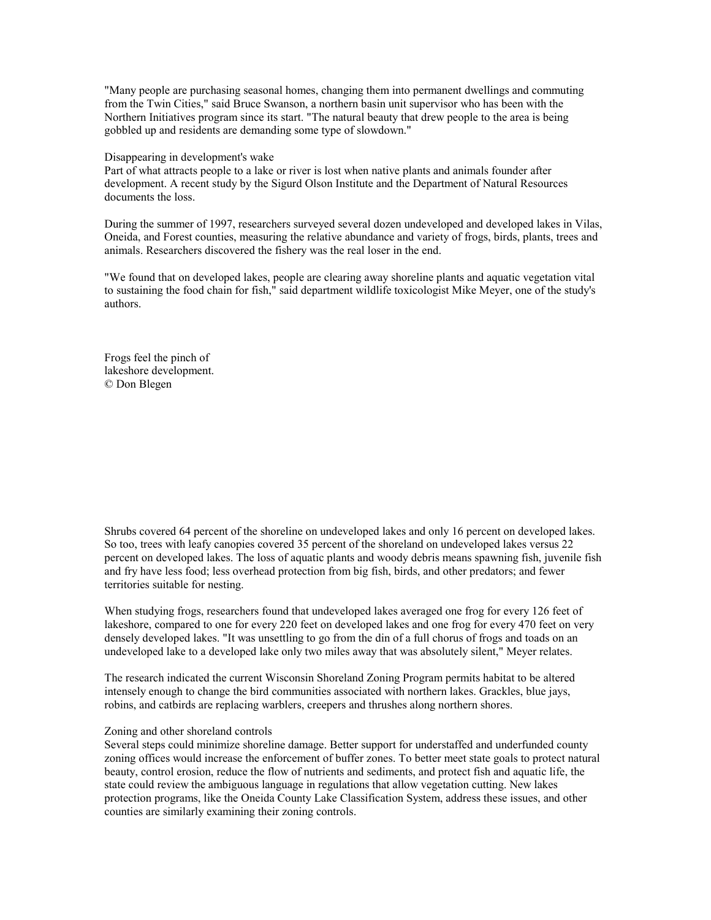"Many people are purchasing seasonal homes, changing them into permanent dwellings and commuting from the Twin Cities," said Bruce Swanson, a northern basin unit supervisor who has been with the Northern Initiatives program since its start. "The natural beauty that drew people to the area is being gobbled up and residents are demanding some type of slowdown."

## Disappearing in development's wake

Part of what attracts people to a lake or river is lost when native plants and animals founder after development. A recent study by the Sigurd Olson Institute and the Department of Natural Resources documents the loss.

During the summer of 1997, researchers surveyed several dozen undeveloped and developed lakes in Vilas, Oneida, and Forest counties, measuring the relative abundance and variety of frogs, birds, plants, trees and animals. Researchers discovered the fishery was the real loser in the end.

"We found that on developed lakes, people are clearing away shoreline plants and aquatic vegetation vital to sustaining the food chain for fish," said department wildlife toxicologist Mike Meyer, one of the study's authors.

Frogs feel the pinch of lakeshore development.
© Don Blegen

Shrubs covered 64 percent of the shoreline on undeveloped lakes and only 16 percent on developed lakes. So too, trees with leafy canopies covered 35 percent of the shoreland on undeveloped lakes versus 22 percent on developed lakes. The loss of aquatic plants and woody debris means spawning fish, juvenile fish and fry have less food; less overhead protection from big fish, birds, and other predators; and fewer territories suitable for nesting.

When studying frogs, researchers found that undeveloped lakes averaged one frog for every 126 feet of lakeshore, compared to one for every 220 feet on developed lakes and one frog for every 470 feet on very densely developed lakes. "It was unsettling to go from the din of a full chorus of frogs and toads on an undeveloped lake to a developed lake only two miles away that was absolutely silent," Meyer relates.

The research indicated the current Wisconsin Shoreland Zoning Program permits habitat to be altered intensely enough to change the bird communities associated with northern lakes. Grackles, blue jays, robins, and catbirds are replacing warblers, creepers and thrushes along northern shores.

## Zoning and other shoreland controls

Several steps could minimize shoreline damage. Better support for understaffed and underfunded county zoning offices would increase the enforcement of buffer zones. To better meet state goals to protect natural beauty, control erosion, reduce the flow of nutrients and sediments, and protect fish and aquatic life, the state could review the ambiguous language in regulations that allow vegetation cutting. New lakes protection programs, like the Oneida County Lake Classification System, address these issues, and other counties are similarly examining their zoning controls.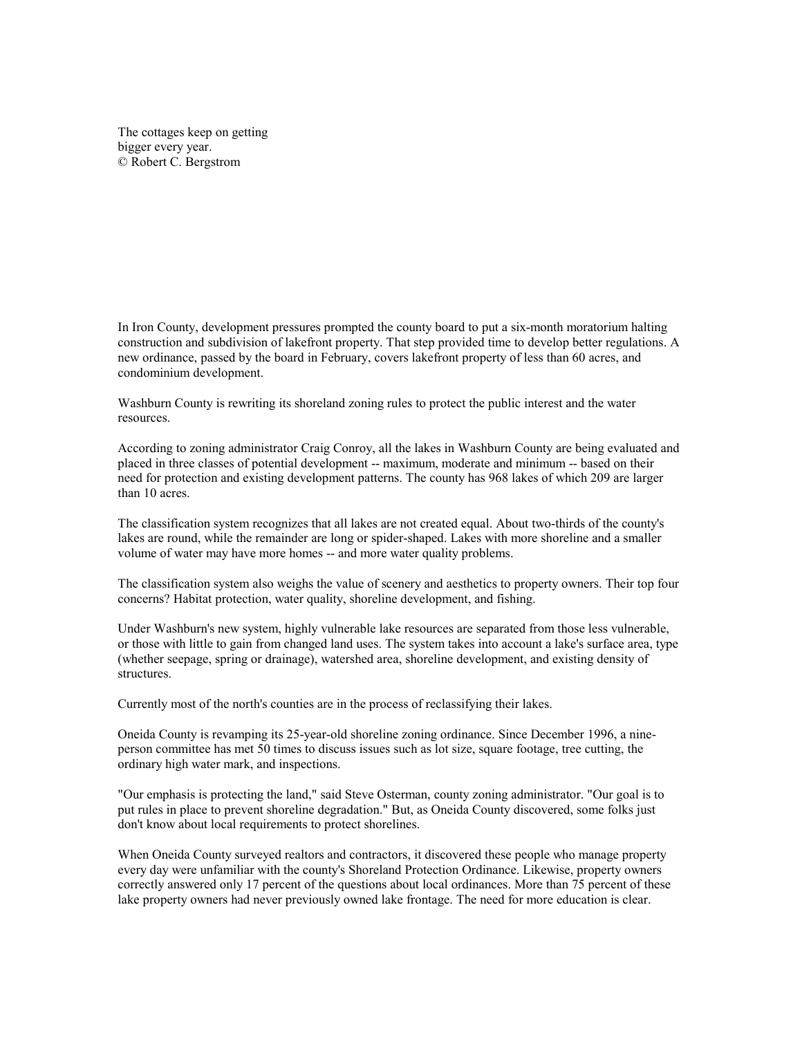The cottages keep on getting bigger every year.
© Robert C. Bergstrom

In Iron County, development pressures prompted the county board to put a six-month moratorium halting construction and subdivision of lakefront property. That step provided time to develop better regulations. A new ordinance, passed by the board in February, covers lakefront property of less than 60 acres, and condominium development.

Washburn County is rewriting its shoreland zoning rules to protect the public interest and the water resources.

According to zoning administrator Craig Conroy, all the lakes in Washburn County are being evaluated and placed in three classes of potential development -- maximum, moderate and minimum -- based on their need for protection and existing development patterns. The county has 968 lakes of which 209 are larger than 10 acres.

The classification system recognizes that all lakes are not created equal. About two-thirds of the county's lakes are round, while the remainder are long or spider-shaped. Lakes with more shoreline and a smaller volume of water may have more homes -- and more water quality problems.

The classification system also weighs the value of scenery and aesthetics to property owners. Their top four concerns? Habitat protection, water quality, shoreline development, and fishing.

Under Washburn's new system, highly vulnerable lake resources are separated from those less vulnerable, or those with little to gain from changed land uses. The system takes into account a lake's surface area, type (whether seepage, spring or drainage), watershed area, shoreline development, and existing density of structures.

Currently most of the north's counties are in the process of reclassifying their lakes.

Oneida County is revamping its 25-year-old shoreline zoning ordinance. Since December 1996, a nine-person committee has met 50 times to discuss issues such as lot size, square footage, tree cutting, the ordinary high water mark, and inspections.

"Our emphasis is protecting the land," said Steve Osterman, county zoning administrator. "Our goal is to put rules in place to prevent shoreline degradation." But, as Oneida County discovered, some folks just don't know about local requirements to protect shorelines.

When Oneida County surveyed realtors and contractors, it discovered these people who manage property every day were unfamiliar with the county's Shoreland Protection Ordinance. Likewise, property owners correctly answered only 17 percent of the questions about local ordinances. More than 75 percent of these lake property owners had never previously owned lake frontage. The need for more education is clear.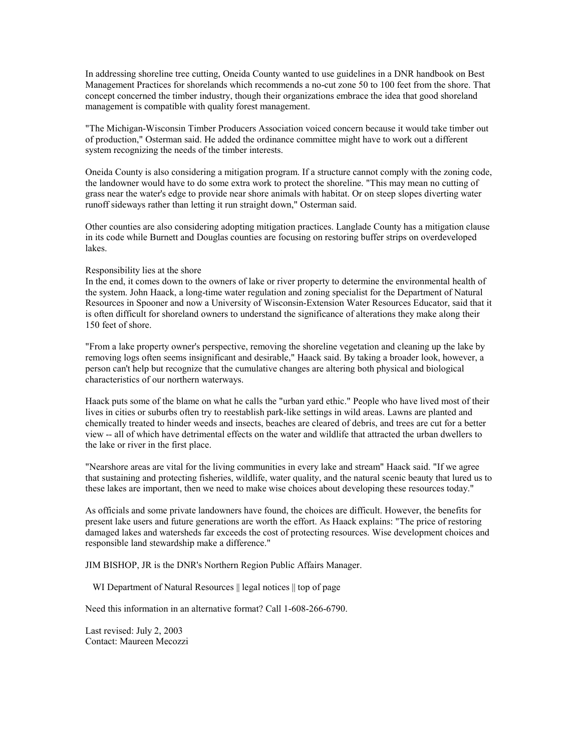In addressing shoreline tree cutting, Oneida County wanted to use guidelines in a DNR handbook on Best Management Practices for shorelands which recommends a no-cut zone 50 to 100 feet from the shore. That concept concerned the timber industry, though their organizations embrace the idea that good shoreland management is compatible with quality forest management.

"The Michigan-Wisconsin Timber Producers Association voiced concern because it would take timber out of production," Osterman said. He added the ordinance committee might have to work out a different system recognizing the needs of the timber interests.

Oneida County is also considering a mitigation program. If a structure cannot comply with the zoning code, the landowner would have to do some extra work to protect the shoreline. "This may mean no cutting of grass near the water's edge to provide near shore animals with habitat. Or on steep slopes diverting water runoff sideways rather than letting it run straight down," Osterman said.

Other counties are also considering adopting mitigation practices. Langlade County has a mitigation clause in its code while Burnett and Douglas counties are focusing on restoring buffer strips on overdeveloped lakes.

### Responsibility lies at the shore

In the end, it comes down to the owners of lake or river property to determine the environmental health of the system. John Haack, a long-time water regulation and zoning specialist for the Department of Natural Resources in Spooner and now a University of Wisconsin-Extension Water Resources Educator, said that it is often difficult for shoreland owners to understand the significance of alterations they make along their 150 feet of shore.

"From a lake property owner's perspective, removing the shoreline vegetation and cleaning up the lake by removing logs often seems insignificant and desirable," Haack said. By taking a broader look, however, a person can't help but recognize that the cumulative changes are altering both physical and biological characteristics of our northern waterways.

Haack puts some of the blame on what he calls the "urban yard ethic." People who have lived most of their lives in cities or suburbs often try to reestablish park-like settings in wild areas. Lawns are planted and chemically treated to hinder weeds and insects, beaches are cleared of debris, and trees are cut for a better view -- all of which have detrimental effects on the water and wildlife that attracted the urban dwellers to the lake or river in the first place.

"Nearshore areas are vital for the living communities in every lake and stream" Haack said. "If we agree that sustaining and protecting fisheries, wildlife, water quality, and the natural scenic beauty that lured us to these lakes are important, then we need to make wise choices about developing these resources today."

As officials and some private landowners have found, the choices are difficult. However, the benefits for present lake users and future generations are worth the effort. As Haack explains: "The price of restoring damaged lakes and watersheds far exceeds the cost of protecting resources. Wise development choices and responsible land stewardship make a difference."

JIM BISHOP, JR is the DNR's Northern Region Public Affairs Manager.

WI Department of Natural Resources || legal notices || top of page

Need this information in an alternative format? Call 1-608-266-6790.

Last revised: July 2, 2003
Contact: Maureen Mecozzi